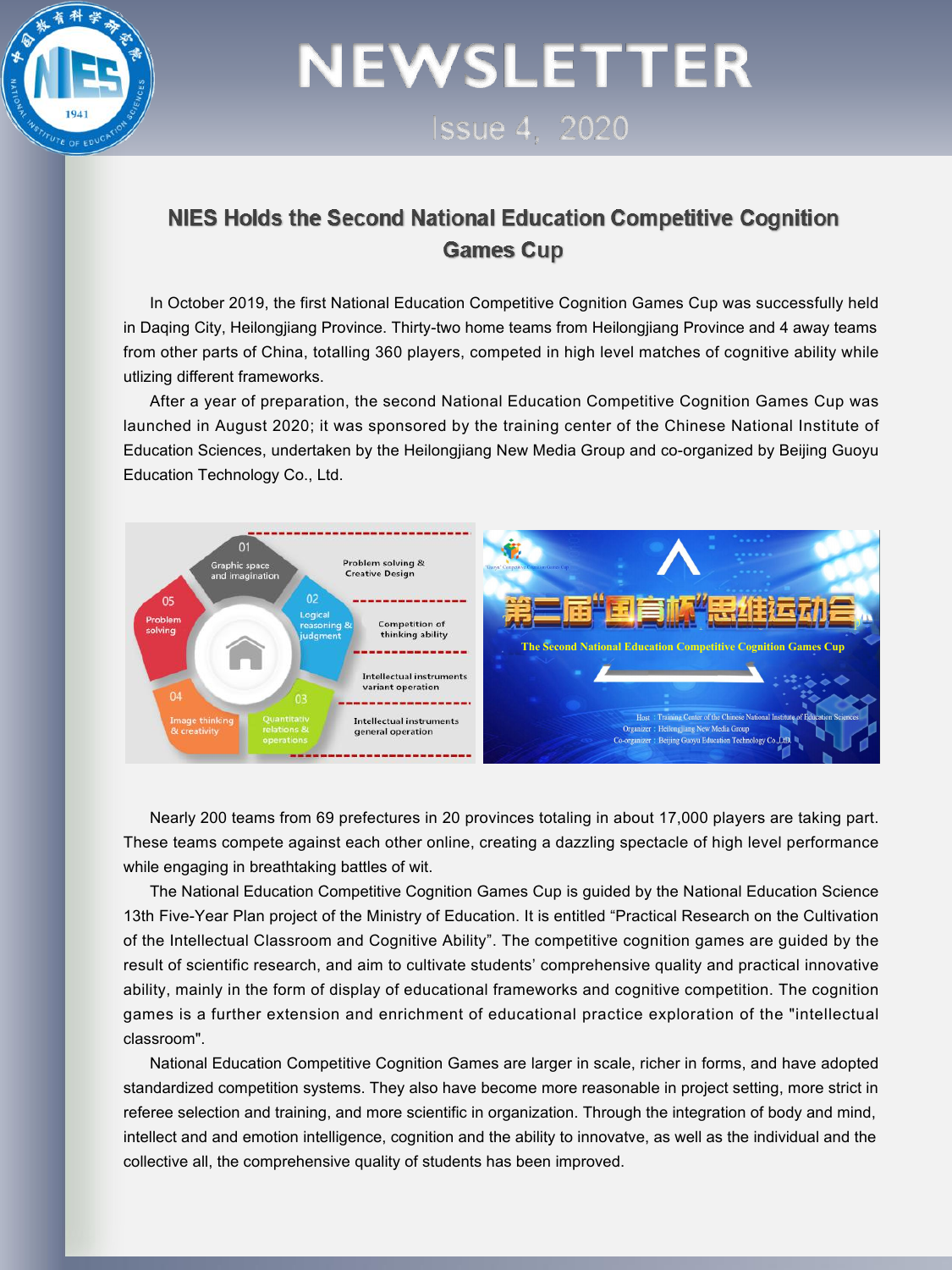# NEWSLETTER

Issue 4, 2020

## NIES Holds the Second National Education Competitive Cognition Games Cup

In October 2019, the first National Education Competitive Cognition Games Cup was successfully held in Daqing City, Heilongjiang Province. Thirty-two home teams from Heilongjiang Province and 4 away teams from other parts of China, totalling 360 players, competed in high level matches of cognitive ability while utlizing different frameworks.

After a year of preparation, the second National Education Competitive Cognition Games Cup was launched in August 2020; it was sponsored by the training center of the Chinese National Institute of Education Sciences, undertaken by the Heilongjiang New Media Group and co-organized by Beijing Guoyu Education Technology Co., Ltd.

Nearly 200 teams from 69 prefectures in 20 provinces totaling in about 17,000 players are taking part. These teams compete against each other online, creating a dazzling spectacle of high level performance while engaging in breathtaking battles of wit.

The National Education Competitive Cognition Games Cup is guided by the National Education Science 13th Five-Year Plan project of the Ministry of Education. It is entitled "Practical Research on the Cultivation of the Intellectual Classroom and Cognitive Ability". The competitive cognition games are guided by the result of scientific research, and aim to cultivate students' comprehensive quality and practical innovative ability, mainly in the form of display of educational frameworks and cognitive competition. The cognition games is a further extension and enrichment of educational practice exploration of the "intellectual classroom".

National Education Competitive Cognition Games are larger in scale, richer in forms, and have adopted standardized competition systems. They also have become more reasonable in project setting, more strict in referee selection and training, and more scientific in organization. Through the integration of body and mind, intellect and and emotion intelligence, cognition and the ability to innovatve, as well as the individual and the collective all, the comprehensive quality of students has been improved.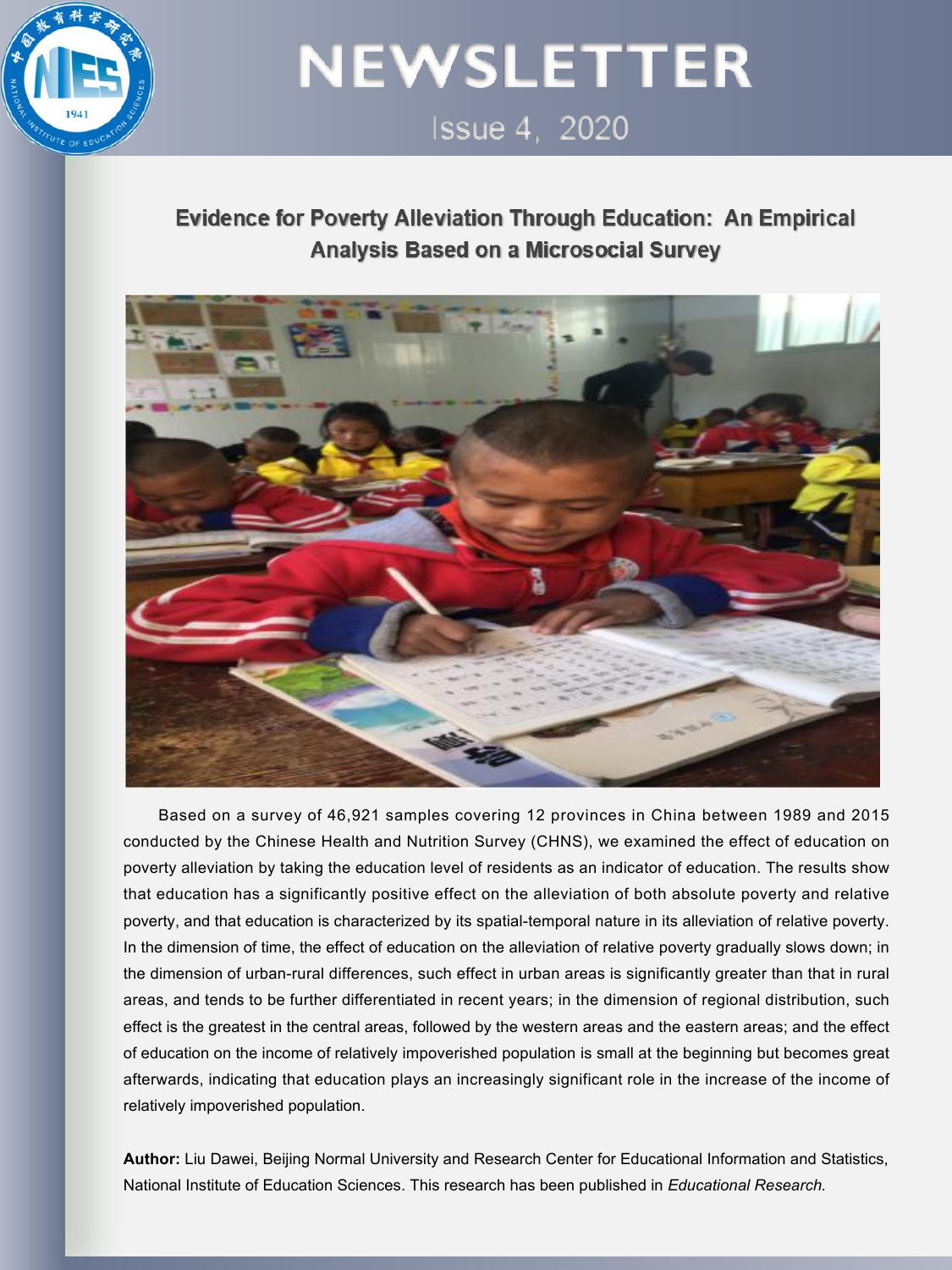## Evidence for Poverty Alleviation Through Education: An Empirical Analysis Based on a Microsocial Survey

Based on a survey of 46,921 samples covering 12 provinces in China between 1989 and 2015 conducted by the Chinese Health and Nutrition Survey (CHNS), we examined the effect of education on poverty alleviation by taking the education level of residents as an indicator of education. The results show that education has a significantly positive effect on the alleviation of both absolute poverty and relative poverty, and that education is characterized by its spatial-temporal nature in its alleviation of relative poverty. In the dimension of time, the effect of education on the alleviation of relative poverty gradually slows down; in the dimension of urban-rural differences, such effect in urban areas is significantly greater than that in rural areas, and tends to be further differentiated in recent years; in the dimension of regional distribution, such effect is the greatest in the central areas, followed by the western areas and the eastern areas; and the effect of education on the income of relatively impoverished population is small at the beginning but becomes great afterwards, indicating that education plays an increasingly significant role in the increase of the income of relatively impoverished population.

**Author:** Liu Dawei, Beijing Normal University and Research Center for Educational Information and Statistics, National Institute of Education Sciences. This research has been published in *Educational Research.*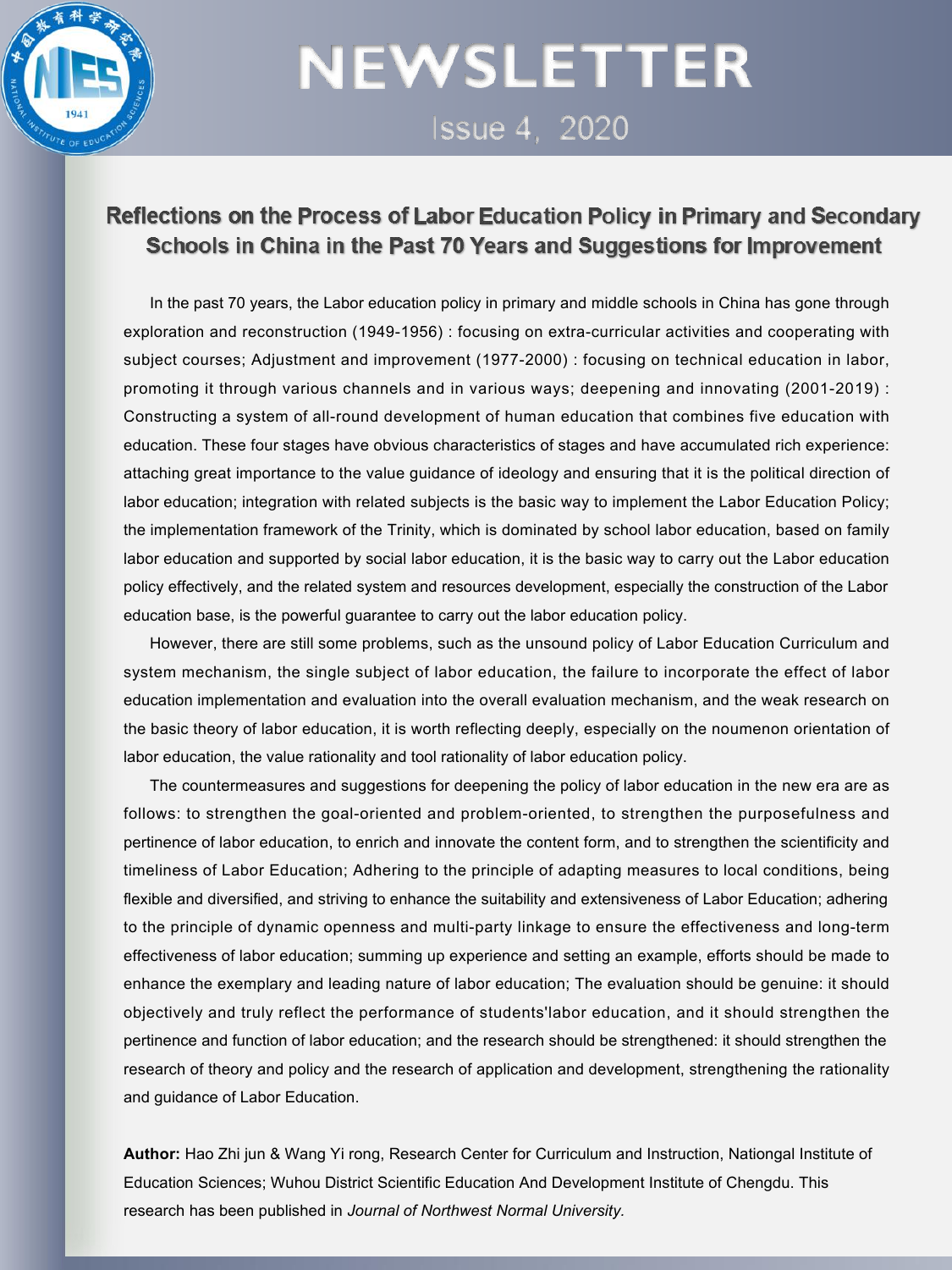# Reflections on the Process of Labor Education Policy in Primary and Secondary Schools in China in the Past 70 Years and Suggestions for Improvement

In the past 70 years, the Labor education policy in primary and middle schools in China has gone through exploration and reconstruction (1949-1956) : focusing on extra-curricular activities and cooperating with subject courses; Adjustment and improvement (1977-2000) : focusing on technical education in labor, promoting it through various channels and in various ways; deepening and innovating (2001-2019) : Constructing a system of all-round development of human education that combines five education with education. These four stages have obvious characteristics of stages and have accumulated rich experience: attaching great importance to the value guidance of ideology and ensuring that it is the political direction of labor education; integration with related subjects is the basic way to implement the Labor Education Policy; the implementation framework of the Trinity, which is dominated by school labor education, based on family labor education and supported by social labor education, it is the basic way to carry out the Labor education policy effectively, and the related system and resources development, especially the construction of the Labor education base, is the powerful guarantee to carry out the labor education policy.

However, there are still some problems, such as the unsound policy of Labor Education Curriculum and system mechanism, the single subject of labor education, the failure to incorporate the effect of labor education implementation and evaluation into the overall evaluation mechanism, and the weak research on the basic theory of labor education, it is worth reflecting deeply, especially on the noumenon orientation of labor education, the value rationality and tool rationality of labor education policy.

The countermeasures and suggestions for deepening the policy of labor education in the new era are as follows: to strengthen the goal-oriented and problem-oriented, to strengthen the purposefulness and pertinence of labor education, to enrich and innovate the content form, and to strengthen the scientificity and timeliness of Labor Education; Adhering to the principle of adapting measures to local conditions, being flexible and diversified, and striving to enhance the suitability and extensiveness of Labor Education; adhering to the principle of dynamic openness and multi-party linkage to ensure the effectiveness and long-term effectiveness of labor education; summing up experience and setting an example, efforts should be made to enhance the exemplary and leading nature of labor education; The evaluation should be genuine: it should objectively and truly reflect the performance of students'labor education, and it should strengthen the pertinence and function of labor education; and the research should be strengthened: it should strengthen the research of theory and policy and the research of application and development, strengthening the rationality and guidance of Labor Education.

**Author:** Hao Zhi jun & Wang Yi rong, Research Center for Curriculum and Instruction, Nationgal Institute of Education Sciences; Wuhou District Scientific Education And Development Institute of Chengdu. This research has been published in *Journal of Northwest Normal University*.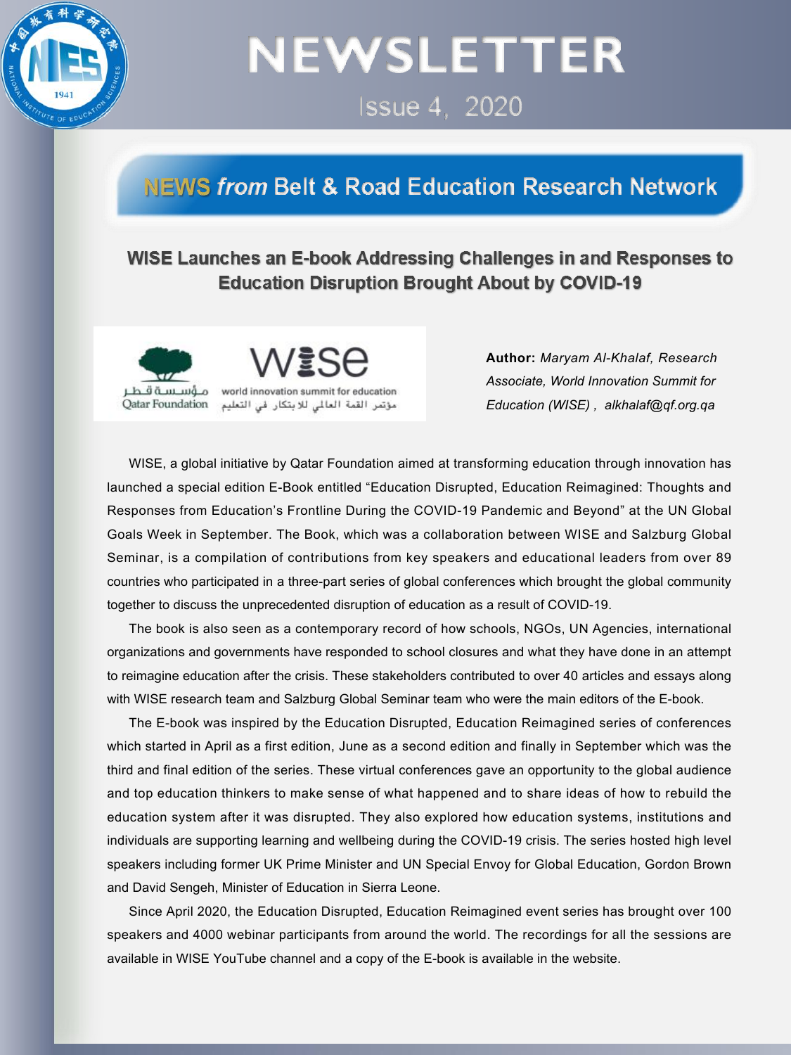# NEWSLETTER

Issue 4, 2020

## NEWS *from* Belt & Road Education Research Network

### WISE Launches an E-book Addressing Challenges in and Responses to Education Disruption Brought About by COVID-19

**Author:** *Maryam Al-Khalaf, Research Associate, World Innovation Summit for Education (WISE) , alkhalaf@qf.org.qa*

WISE, a global initiative by Qatar Foundation aimed at transforming education through innovation has launched a special edition E-Book entitled "Education Disrupted, Education Reimagined: Thoughts and Responses from Education's Frontline During the COVID-19 Pandemic and Beyond" at the UN Global Goals Week in September. The Book, which was a collaboration between WISE and Salzburg Global Seminar, is a compilation of contributions from key speakers and educational leaders from over 89 countries who participated in a three-part series of global conferences which brought the global community together to discuss the unprecedented disruption of education as a result of COVID-19.

The book is also seen as a contemporary record of how schools, NGOs, UN Agencies, international organizations and governments have responded to school closures and what they have done in an attempt to reimagine education after the crisis. These stakeholders contributed to over 40 articles and essays along with WISE research team and Salzburg Global Seminar team who were the main editors of the E-book.

The E-book was inspired by the Education Disrupted, Education Reimagined series of conferences which started in April as a first edition, June as a second edition and finally in September which was the third and final edition of the series. These virtual conferences gave an opportunity to the global audience and top education thinkers to make sense of what happened and to share ideas of how to rebuild the education system after it was disrupted. They also explored how education systems, institutions and individuals are supporting learning and wellbeing during the COVID-19 crisis. The series hosted high level speakers including former UK Prime Minister and UN Special Envoy for Global Education, Gordon Brown and David Sengeh, Minister of Education in Sierra Leone.

Since April 2020, the Education Disrupted, Education Reimagined event series has brought over 100 speakers and 4000 webinar participants from around the world. The recordings for all the sessions are available in WISE YouTube channel and a copy of the E-book is available in the website.